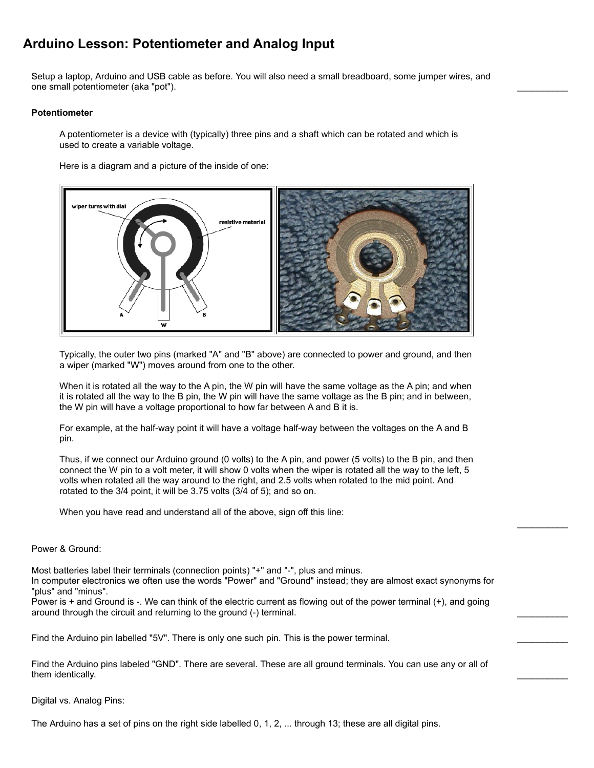# Arduino Lesson: Potentiometer and Analog Input

Setup a laptop, Arduino and USB cable as before. You will also need a small breadboard, some jumper wires, and one small potentiometer (aka "pot"). __________

### Potentiometer

A potentiometer is a device with (typically) three pins and a shaft which can be rotated and which is used to create a variable voltage.

Here is a diagram and a picture of the inside of one:

Typically, the outer two pins (marked "A" and "B" above) are connected to power and ground, and then a wiper (marked "W") moves around from one to the other.

When it is rotated all the way to the A pin, the W pin will have the same voltage as the A pin; and when it is rotated all the way to the B pin, the W pin will have the same voltage as the B pin; and in between, the W pin will have a voltage proportional to how far between A and B it is.

For example, at the half-way point it will have a voltage half-way between the voltages on the A and B pin.

Thus, if we connect our Arduino ground (0 volts) to the A pin, and power (5 volts) to the B pin, and then connect the W pin to a volt meter, it will show 0 volts when the wiper is rotated all the way to the left, 5 volts when rotated all the way around to the right, and 2.5 volts when rotated to the mid point. And rotated to the 3/4 point, it will be 3.75 volts (3/4 of 5); and so on.

When you have read and understand all of the above, sign off this line:

__________

Power & Ground:

Most batteries label their terminals (connection points) "+" and "-", plus and minus.
In computer electronics we often use the words "Power" and "Ground" instead; they are almost exact synonyms for "plus" and "minus".
Power is + and Ground is -. We can think of the electric current as flowing out of the power terminal (+), and going around through the circuit and returning to the ground (-) terminal. __________

Find the Arduino pin labelled "5V". There is only one such pin. This is the power terminal. __________

Find the Arduino pins labeled "GND". There are several. These are all ground terminals. You can use any or all of them identically. __________

Digital vs. Analog Pins:

The Arduino has a set of pins on the right side labelled 0, 1, 2, ... through 13; these are all digital pins.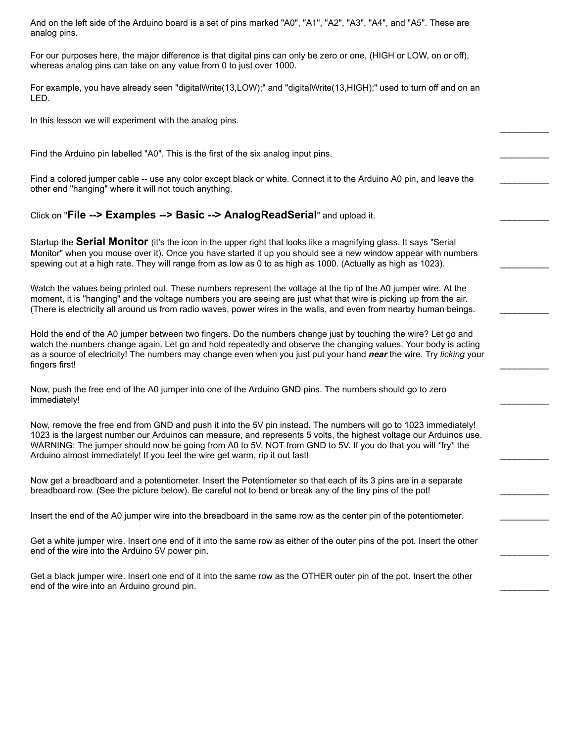And on the left side of the Arduino board is a set of pins marked "A0", "A1", "A2", "A3", "A4", and "A5". These are analog pins.

For our purposes here, the major difference is that digital pins can only be zero or one, (HIGH or LOW, on or off), whereas analog pins can take on any value from 0 to just over 1000.

For example, you have already seen "digitalWrite(13,LOW);" and "digitalWrite(13,HIGH);" used to turn off and on an LED.

In this lesson we will experiment with the analog pins. __________

Find the Arduino pin labelled "A0". This is the first of the six analog input pins. __________

Find a colored jumper cable -- use any color except black or white. Connect it to the Arduino A0 pin, and leave the other end "hanging" where it will not touch anything. __________

Click on "**File --> Examples --> Basic --> AnalogReadSerial**" and upload it. __________

Startup the **Serial Monitor** (it's the icon in the upper right that looks like a magnifying glass. It says "Serial Monitor" when you mouse over it). Once you have started it up you should see a new window appear with numbers spewing out at a high rate. They will range from as low as 0 to as high as 1000. (Actually as high as 1023). __________

Watch the values being printed out. These numbers represent the voltage at the tip of the A0 jumper wire. At the moment, it is "hanging" and the voltage numbers you are seeing are just what that wire is picking up from the air. (There is electricity all around us from radio waves, power wires in the walls, and even from nearby human beings. __________

Hold the end of the A0 jumper between two fingers. Do the numbers change just by touching the wire? Let go and watch the numbers change again. Let go and hold repeatedly and observe the changing values. Your body is acting as a source of electricity! The numbers may change even when you just put your hand ***near*** the wire. Try *licking* your fingers first! __________

Now, push the free end of the A0 jumper into one of the Arduino GND pins. The numbers should go to zero immediately! __________

Now, remove the free end from GND and push it into the 5V pin instead. The numbers will go to 1023 immediately! 1023 is the largest number our Arduinos can measure, and represents 5 volts, the highest voltage our Arduinos use. WARNING: The jumper should now be going from A0 to 5V, NOT from GND to 5V. If you do that you will *fry* the Arduino almost immediately! If you feel the wire get warm, rip it out fast! __________

Now get a breadboard and a potentiometer. Insert the Potentiometer so that each of its 3 pins are in a separate breadboard row. (See the picture below). Be careful not to bend or break any of the tiny pins of the pot! __________

Insert the end of the A0 jumper wire into the breadboard in the same row as the center pin of the potentiometer. __________

Get a white jumper wire. Insert one end of it into the same row as either of the outer pins of the pot. Insert the other end of the wire into the Arduino 5V power pin. __________

Get a black jumper wire. Insert one end of it into the same row as the OTHER outer pin of the pot. Insert the other end of the wire into an Arduino ground pin. __________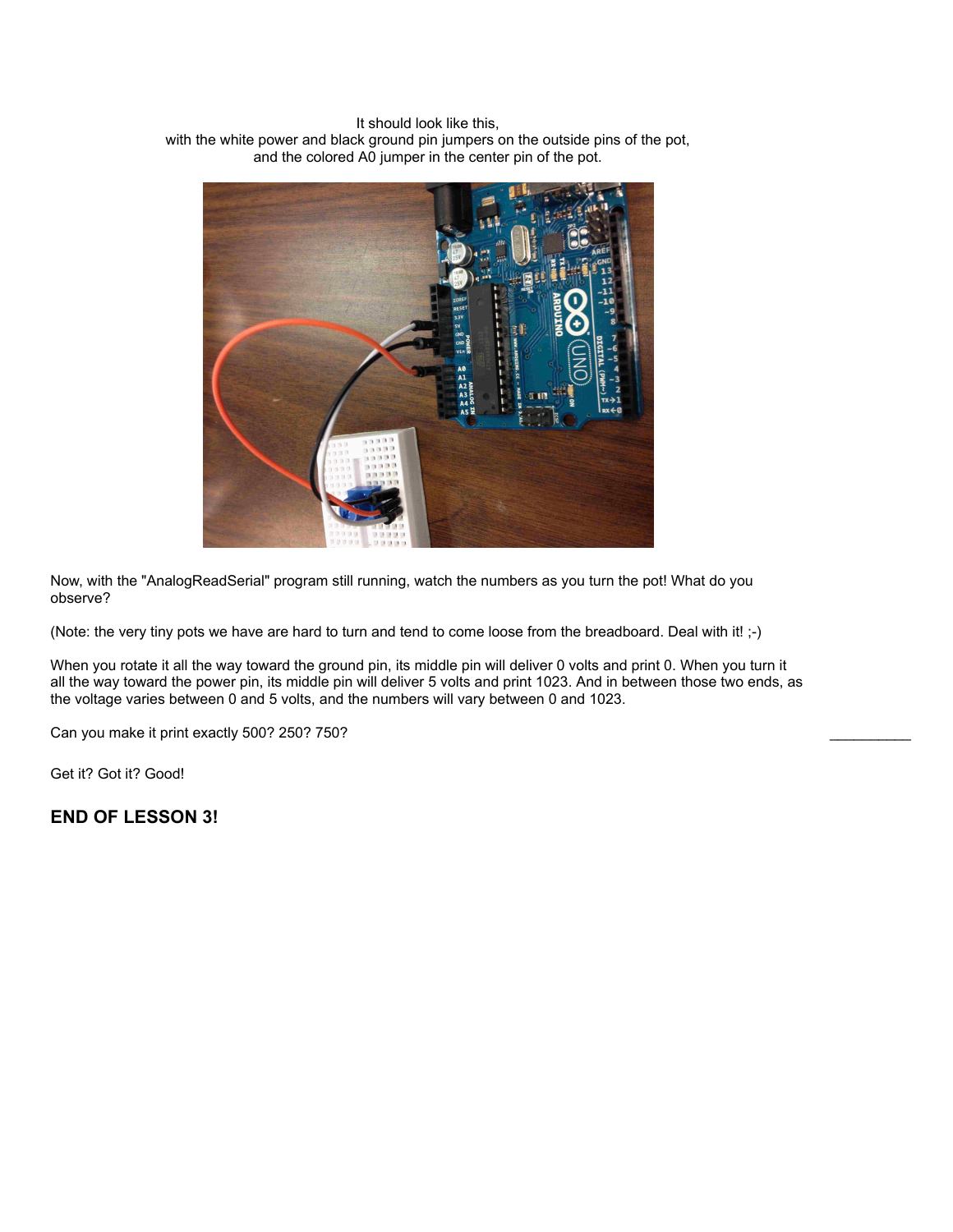It should look like this,
with the white power and black ground pin jumpers on the outside pins of the pot,
and the colored A0 jumper in the center pin of the pot.

Now, with the "AnalogReadSerial" program still running, watch the numbers as you turn the pot! What do you observe?

(Note: the very tiny pots we have are hard to turn and tend to come loose from the breadboard. Deal with it! ;-)

When you rotate it all the way toward the ground pin, its middle pin will deliver 0 volts and print 0. When you turn it all the way toward the power pin, its middle pin will deliver 5 volts and print 1023. And in between those two ends, as the voltage varies between 0 and 5 volts, and the numbers will vary between 0 and 1023.

Can you make it print exactly 500? 250? 750? __________

Get it? Got it? Good!

## END OF LESSON 3!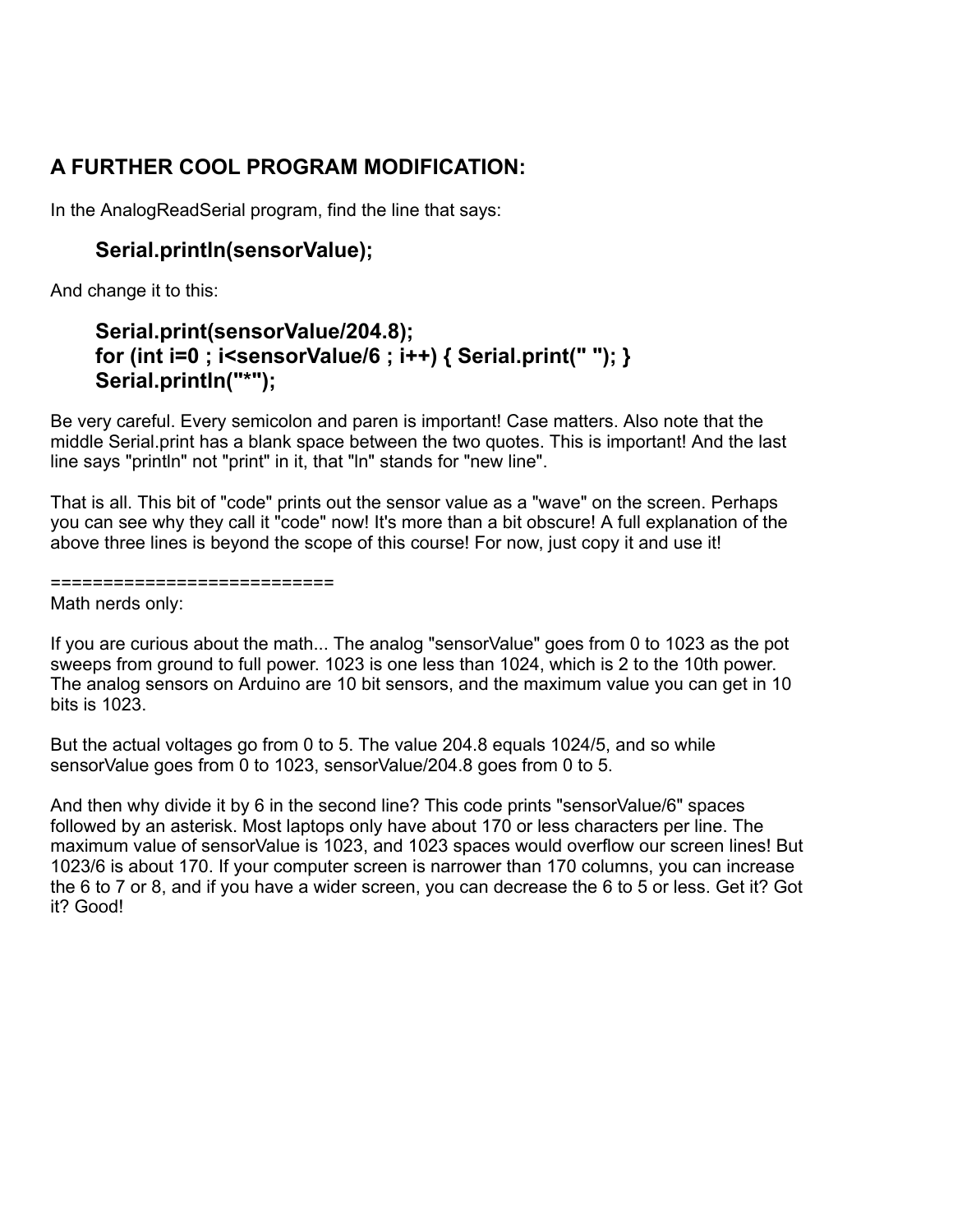## A FURTHER COOL PROGRAM MODIFICATION:

In the AnalogReadSerial program, find the line that says:

```
Serial.println(sensorValue);
```

And change it to this:

```
Serial.print(sensorValue/204.8);
for (int i=0 ; i<sensorValue/6 ; i++) { Serial.print(" "); }
Serial.println("*");
```

Be very careful. Every semicolon and paren is important! Case matters. Also note that the middle Serial.print has a blank space between the two quotes. This is important! And the last line says "println" not "print" in it, that "ln" stands for "new line".

That is all. This bit of "code" prints out the sensor value as a "wave" on the screen. Perhaps you can see why they call it "code" now! It's more than a bit obscure! A full explanation of the above three lines is beyond the scope of this course! For now, just copy it and use it!

==========================

Math nerds only:

If you are curious about the math... The analog "sensorValue" goes from 0 to 1023 as the pot sweeps from ground to full power. 1023 is one less than 1024, which is 2 to the 10th power. The analog sensors on Arduino are 10 bit sensors, and the maximum value you can get in 10 bits is 1023.

But the actual voltages go from 0 to 5. The value 204.8 equals 1024/5, and so while sensorValue goes from 0 to 1023, sensorValue/204.8 goes from 0 to 5.

And then why divide it by 6 in the second line? This code prints "sensorValue/6" spaces followed by an asterisk. Most laptops only have about 170 or less characters per line. The maximum value of sensorValue is 1023, and 1023 spaces would overflow our screen lines! But 1023/6 is about 170. If your computer screen is narrower than 170 columns, you can increase the 6 to 7 or 8, and if you have a wider screen, you can decrease the 6 to 5 or less. Get it? Got it? Good!